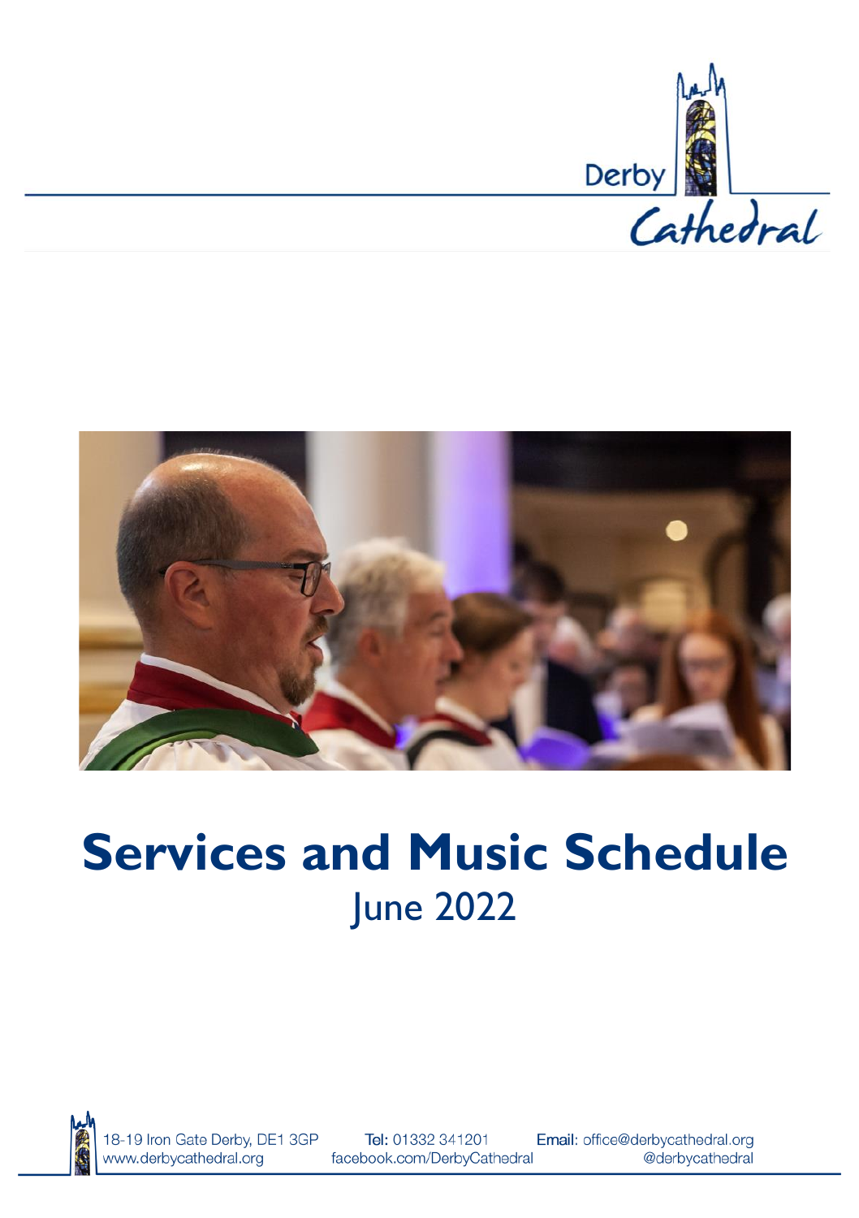Derby Cathedral

# Services and Music Schedule

## June 2022

18-19 Iron Gate Derby, DE1 3GP
www.derbycathedral.org

**Tel:** 01332 341201
facebook.com/DerbyCathedral

**Email:** office@derbycathedral.org
@derbycathedral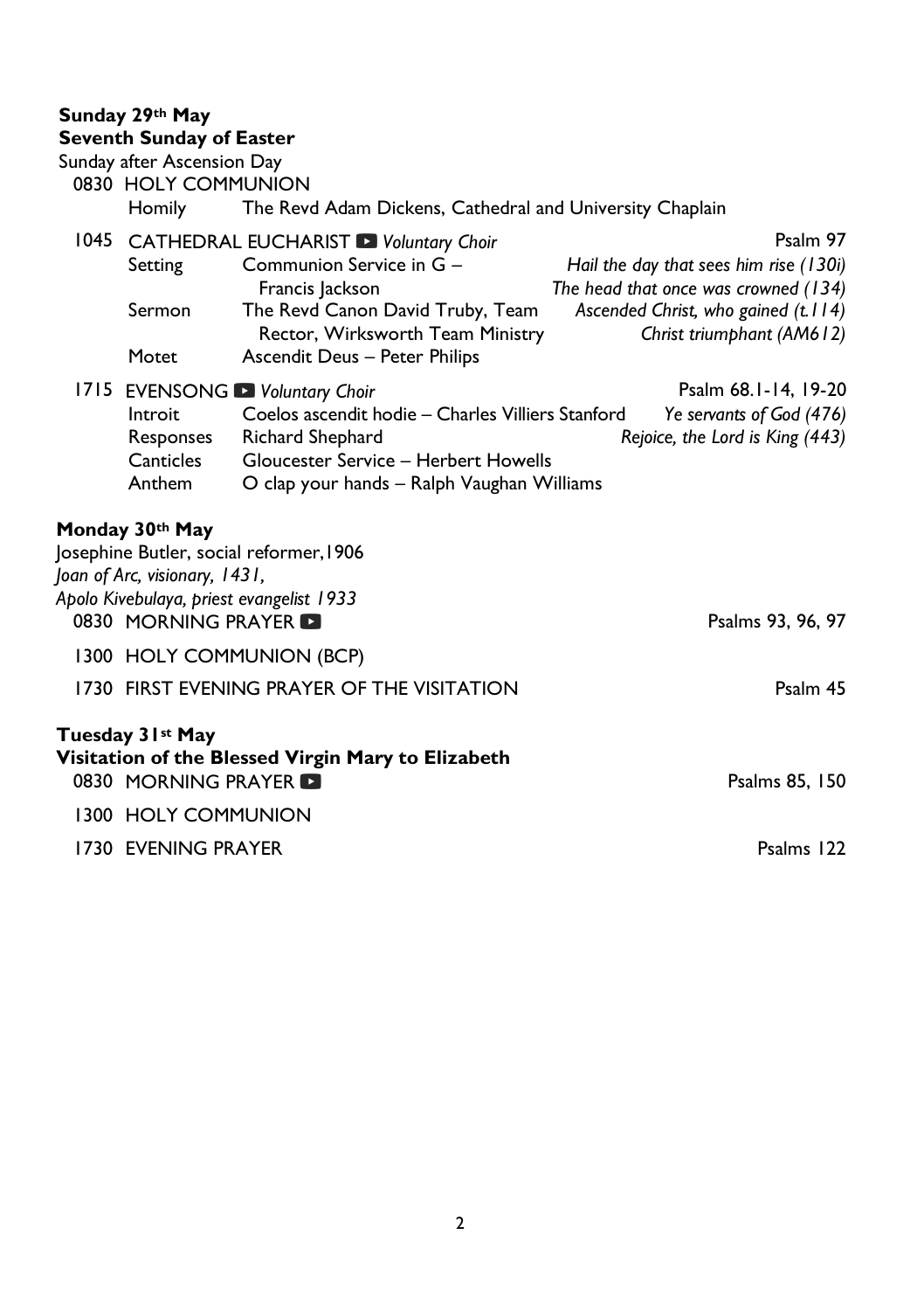**Sunday 29th May**
**Seventh Sunday of Easter**
Sunday after Ascension Day

0830 HOLY COMMUNION
Homily — The Revd Adam Dickens, Cathedral and University Chaplain

1045 CATHEDRAL EUCHARIST ▶ *Voluntary Choir* — Psalm 97

| | | |
|---|---|---|
| Setting | Communion Service in G – Francis Jackson | *Hail the day that sees him rise (130i)* |
| | | *The head that once was crowned (134)* |
| Sermon | The Revd Canon David Truby, Team Rector, Wirksworth Team Ministry | *Ascended Christ, who gained (t.114)* |
| | | *Christ triumphant (AM612)* |
| Motet | Ascendit Deus – Peter Philips | |

1715 EVENSONG ▶ *Voluntary Choir* — Psalm 68.1-14, 19-20

| | | |
|---|---|---|
| Introit | Coelos ascendit hodie – Charles Villiers Stanford | *Ye servants of God (476)* |
| Responses | Richard Shephard | *Rejoice, the Lord is King (443)* |
| Canticles | Gloucester Service – Herbert Howells | |
| Anthem | O clap your hands – Ralph Vaughan Williams | |

**Monday 30th May**
Josephine Butler, social reformer,1906
*Joan of Arc, visionary, 1431,*
*Apolo Kivebulaya, priest evangelist 1933*

0830 MORNING PRAYER ▶ — Psalms 93, 96, 97

1300 HOLY COMMUNION (BCP)

1730 FIRST EVENING PRAYER OF THE VISITATION — Psalm 45

**Tuesday 31st May**
**Visitation of the Blessed Virgin Mary to Elizabeth**

0830 MORNING PRAYER ▶ — Psalms 85, 150

1300 HOLY COMMUNION

1730 EVENING PRAYER — Psalms 122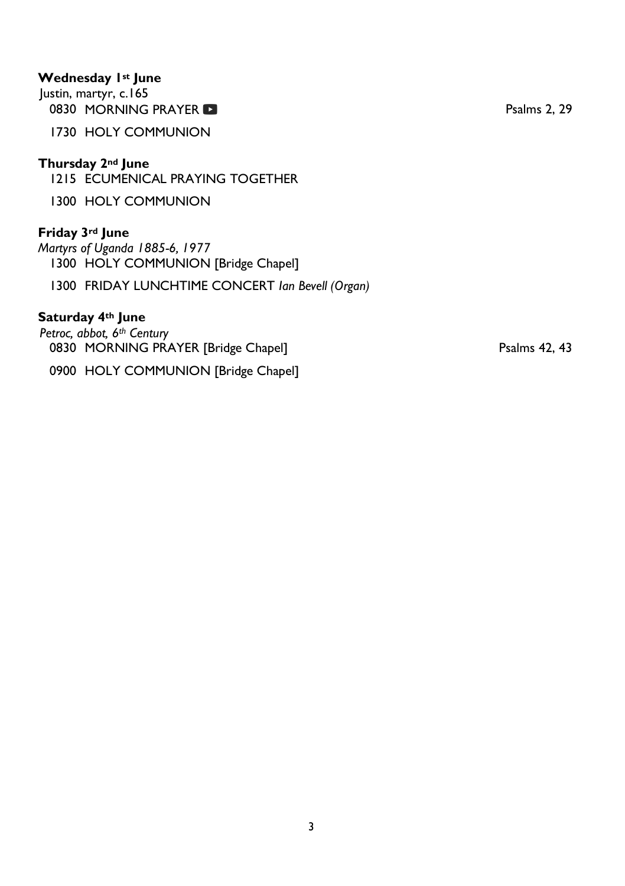**Wednesday 1st June**
Justin, martyr, c.165
0830 MORNING PRAYER ▶ Psalms 2, 29

1730 HOLY COMMUNION

**Thursday 2nd June**
1215 ECUMENICAL PRAYING TOGETHER

1300 HOLY COMMUNION

**Friday 3rd June**
*Martyrs of Uganda 1885-6, 1977*
1300 HOLY COMMUNION [Bridge Chapel]

1300 FRIDAY LUNCHTIME CONCERT *Ian Bevell (Organ)*

**Saturday 4th June**
*Petroc, abbot, 6th Century*
0830 MORNING PRAYER [Bridge Chapel] Psalms 42, 43

0900 HOLY COMMUNION [Bridge Chapel]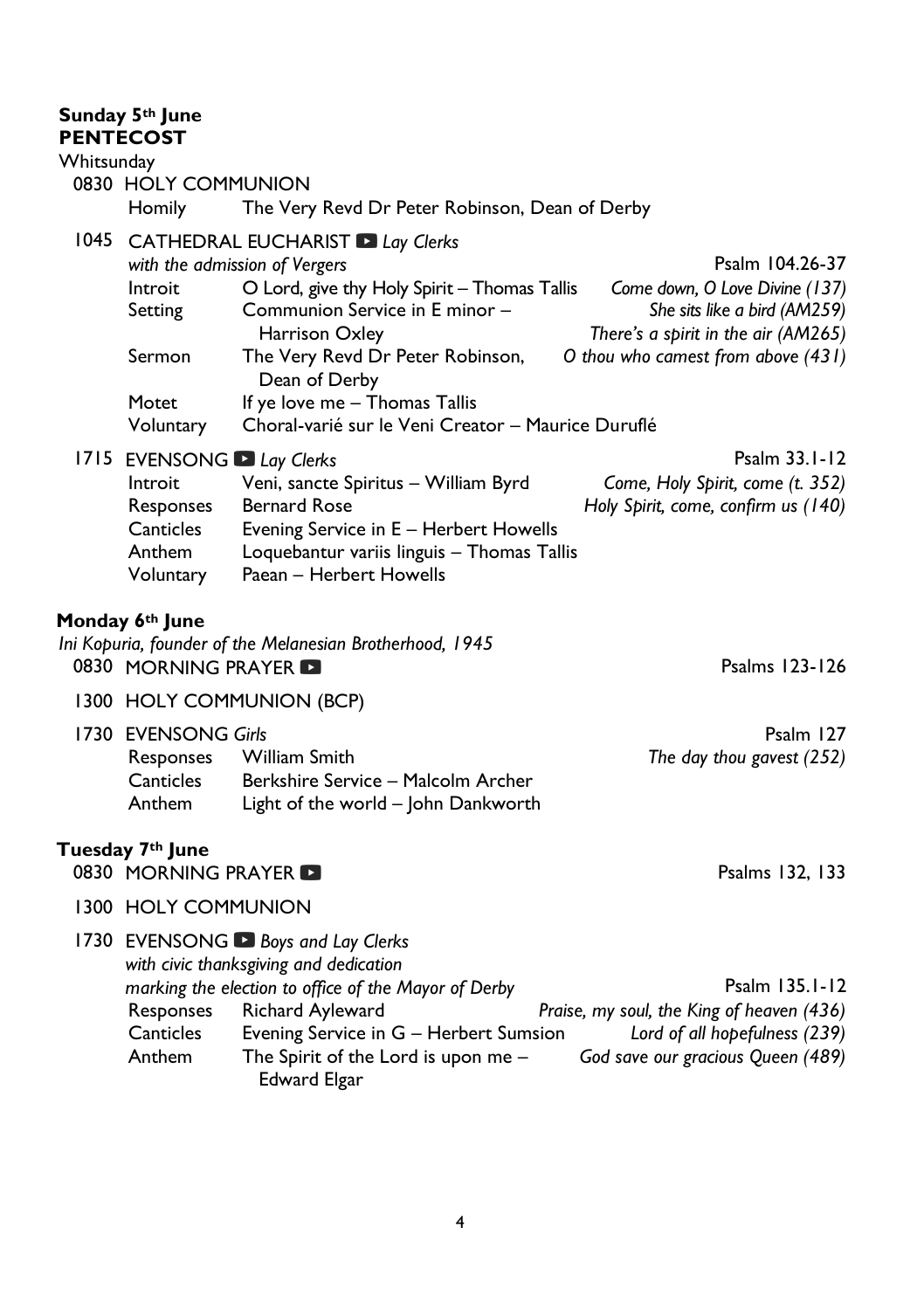**Sunday 5th June**
**PENTECOST**
Whitsunday

0830 HOLY COMMUNION
Homily — The Very Revd Dr Peter Robinson, Dean of Derby

1045 CATHEDRAL EUCHARIST ▶ *Lay Clerks*
*with the admission of Vergers*

Psalm 104.26-37

Introit — O Lord, give thy Holy Spirit – Thomas Tallis
Setting — Communion Service in E minor – Harrison Oxley
Sermon — The Very Revd Dr Peter Robinson, Dean of Derby
Motet — If ye love me – Thomas Tallis
Voluntary — Choral-varié sur le Veni Creator – Maurice Duruflé

*Come down, O Love Divine (137)*
*She sits like a bird (AM259)*
*There's a spirit in the air (AM265)*
*O thou who camest from above (431)*

1715 EVENSONG ▶ *Lay Clerks*

Psalm 33.1-12

Introit — Veni, sancte Spiritus – William Byrd
Responses — Bernard Rose
Canticles — Evening Service in E – Herbert Howells
Anthem — Loquebantur variis linguis – Thomas Tallis
Voluntary — Paean – Herbert Howells

*Come, Holy Spirit, come (t. 352)*
*Holy Spirit, come, confirm us (140)*

**Monday 6th June**
*Ini Kopuria, founder of the Melanesian Brotherhood, 1945*

0830 MORNING PRAYER ▶ — Psalms 123-126

1300 HOLY COMMUNION (BCP)

1730 EVENSONG *Girls*

Psalm 127

Responses — William Smith
Canticles — Berkshire Service – Malcolm Archer
Anthem — Light of the world – John Dankworth

*The day thou gavest (252)*

**Tuesday 7th June**

0830 MORNING PRAYER ▶ — Psalms 132, 133

1300 HOLY COMMUNION

1730 EVENSONG ▶ *Boys and Lay Clerks*
*with civic thanksgiving and dedication*
*marking the election to office of the Mayor of Derby*

Psalm 135.1-12

Responses — Richard Ayleward
Canticles — Evening Service in G – Herbert Sumsion
Anthem — The Spirit of the Lord is upon me – Edward Elgar

*Praise, my soul, the King of heaven (436)*
*Lord of all hopefulness (239)*
*God save our gracious Queen (489)*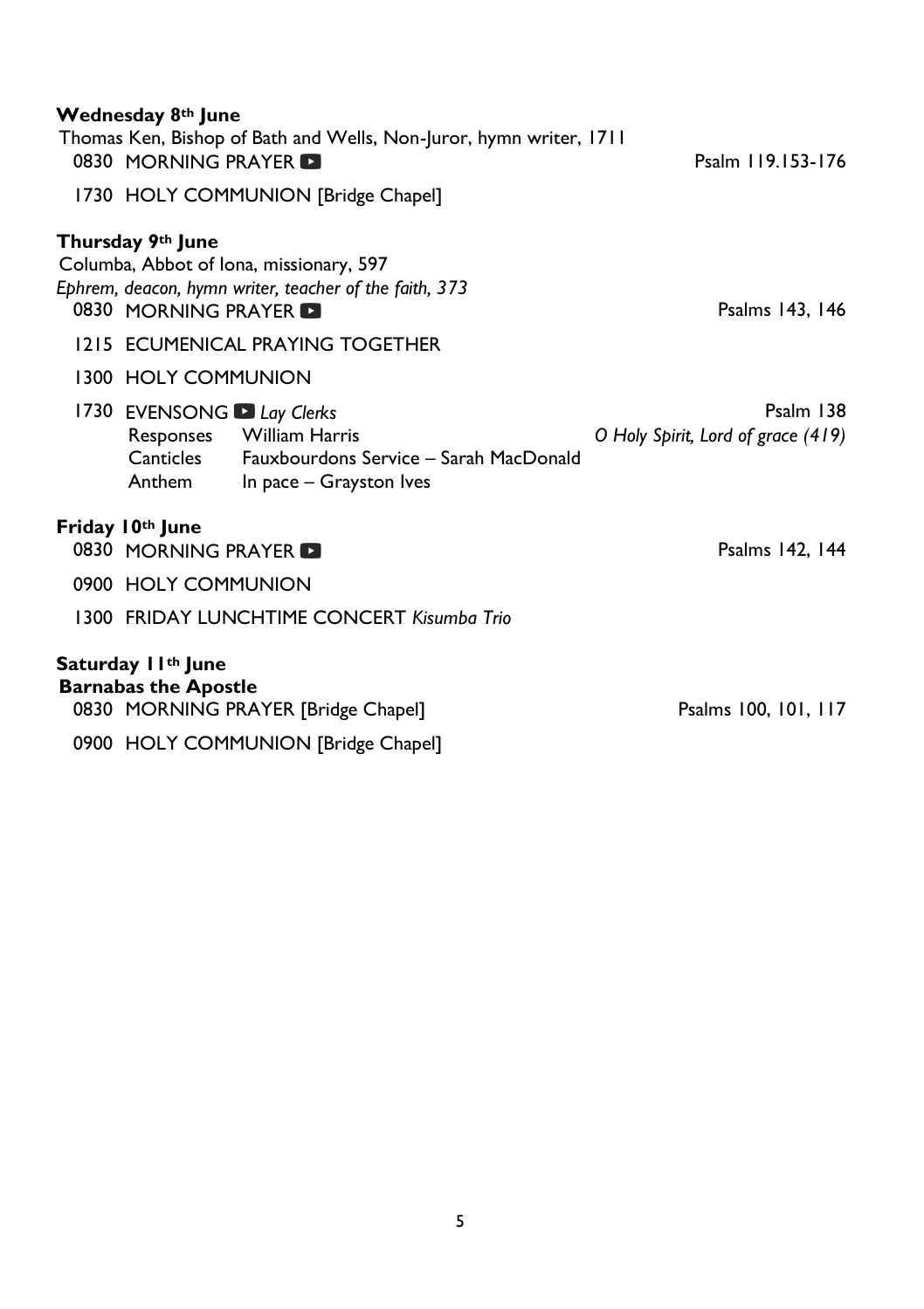**Wednesday 8th June**

Thomas Ken, Bishop of Bath and Wells, Non-Juror, hymn writer, 1711

0830 MORNING PRAYER ▶ — Psalm 119.153-176

1730 HOLY COMMUNION [Bridge Chapel]

**Thursday 9th June**

Columba, Abbot of Iona, missionary, 597

*Ephrem, deacon, hymn writer, teacher of the faith, 373*

0830 MORNING PRAYER ▶ — Psalms 143, 146

1215 ECUMENICAL PRAYING TOGETHER

1300 HOLY COMMUNION

1730 EVENSONG ▶ *Lay Clerks* — Psalm 138

Responses William Harris — *O Holy Spirit, Lord of grace (419)*

Canticles Fauxbourdons Service – Sarah MacDonald

Anthem In pace – Grayston Ives

**Friday 10th June**

0830 MORNING PRAYER ▶ — Psalms 142, 144

0900 HOLY COMMUNION

1300 FRIDAY LUNCHTIME CONCERT *Kisumba Trio*

**Saturday 11th June**

**Barnabas the Apostle**

0830 MORNING PRAYER [Bridge Chapel] — Psalms 100, 101, 117

0900 HOLY COMMUNION [Bridge Chapel]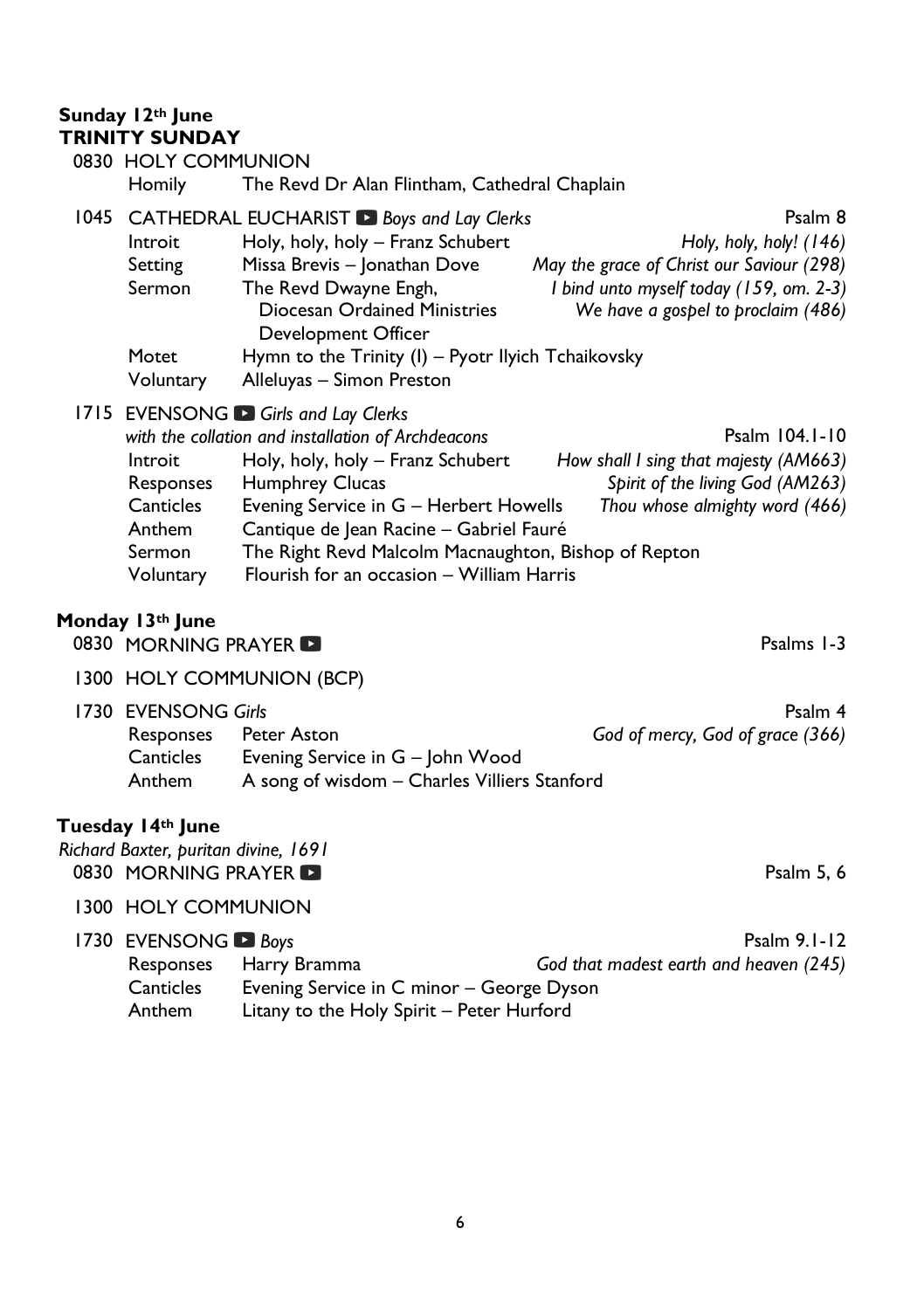**Sunday 12th June**
**TRINITY SUNDAY**

0830 HOLY COMMUNION
Homily — The Revd Dr Alan Flintham, Cathedral Chaplain

1045 CATHEDRAL EUCHARIST *Boys and Lay Clerks* — Psalm 8

- Introit — Holy, holy, holy – Franz Schubert
- Setting — Missa Brevis – Jonathan Dove
- Sermon — The Revd Dwayne Engh, Diocesan Ordained Ministries Development Officer
- Motet — Hymn to the Trinity (I) – Pyotr Ilyich Tchaikovsky
- Voluntary — Alleluyas – Simon Preston

*Holy, holy, holy! (146)*
*May the grace of Christ our Saviour (298)*
*I bind unto myself today (159, om. 2-3)*
*We have a gospel to proclaim (486)*

1715 EVENSONG *Girls and Lay Clerks*
*with the collation and installation of Archdeacons* — Psalm 104.1-10

- Introit — Holy, holy, holy – Franz Schubert
- Responses — Humphrey Clucas
- Canticles — Evening Service in G – Herbert Howells
- Anthem — Cantique de Jean Racine – Gabriel Fauré
- Sermon — The Right Revd Malcolm Macnaughton, Bishop of Repton
- Voluntary — Flourish for an occasion – William Harris

*How shall I sing that majesty (AM663)*
*Spirit of the living God (AM263)*
*Thou whose almighty word (466)*

**Monday 13th June**

0830 MORNING PRAYER — Psalms 1-3

1300 HOLY COMMUNION (BCP)

1730 EVENSONG *Girls* — Psalm 4

- Responses — Peter Aston
- Canticles — Evening Service in G – John Wood
- Anthem — A song of wisdom – Charles Villiers Stanford

*God of mercy, God of grace (366)*

**Tuesday 14th June**
*Richard Baxter, puritan divine, 1691*

0830 MORNING PRAYER — Psalm 5, 6

1300 HOLY COMMUNION

1730 EVENSONG *Boys* — Psalm 9.1-12

- Responses — Harry Bramma
- Canticles — Evening Service in C minor – George Dyson
- Anthem — Litany to the Holy Spirit – Peter Hurford

*God that madest earth and heaven (245)*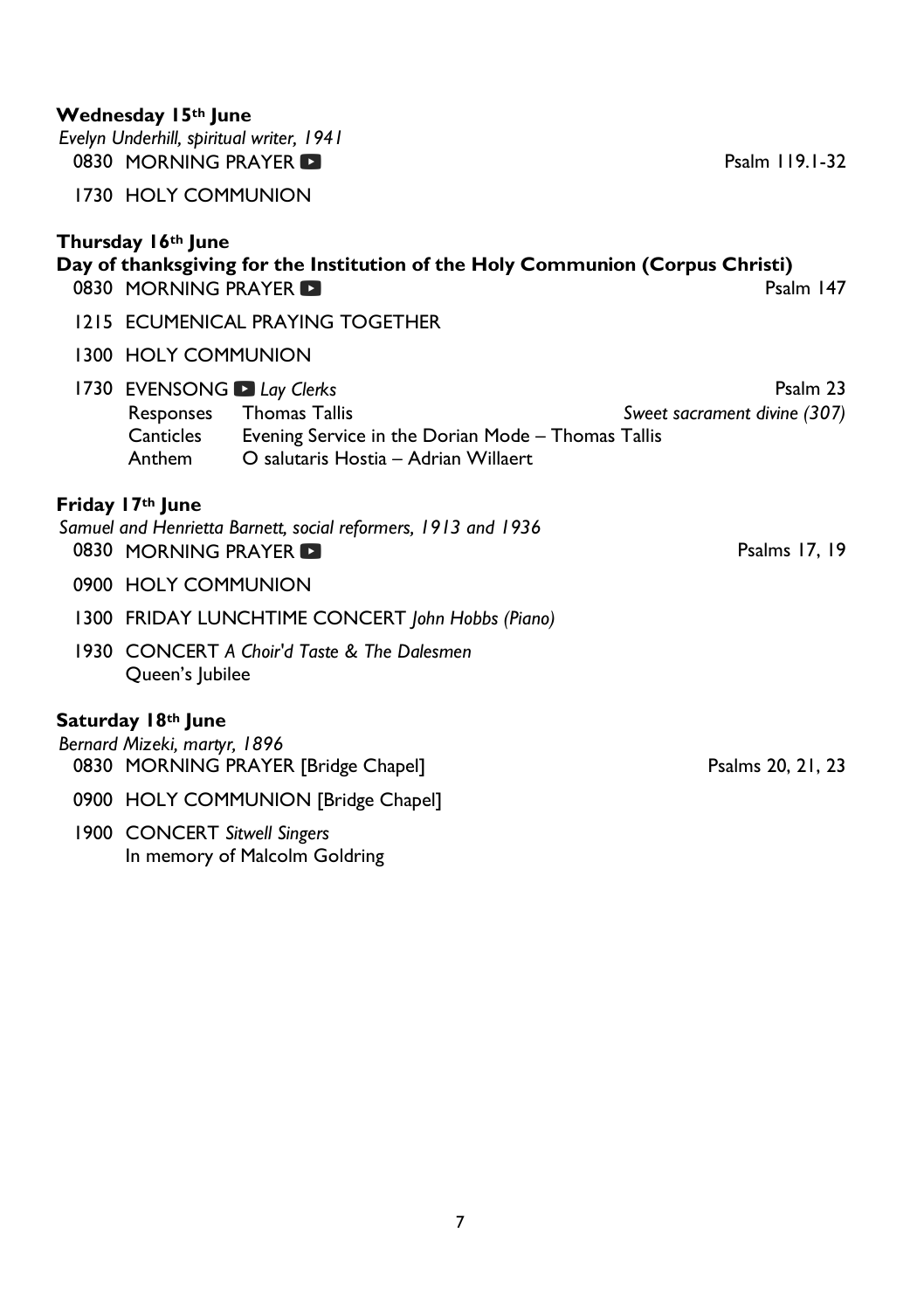**Wednesday 15th June**
*Evelyn Underhill, spiritual writer, 1941*

0830 MORNING PRAYER ▶ — Psalm 119.1-32

1730 HOLY COMMUNION

**Thursday 16th June**
**Day of thanksgiving for the Institution of the Holy Communion (Corpus Christi)**

0830 MORNING PRAYER ▶ — Psalm 147

1215 ECUMENICAL PRAYING TOGETHER

1300 HOLY COMMUNION

1730 EVENSONG ▶ *Lay Clerks* — Psalm 23

Responses — Thomas Tallis — *Sweet sacrament divine (307)*
Canticles — Evening Service in the Dorian Mode – Thomas Tallis
Anthem — O salutaris Hostia – Adrian Willaert

**Friday 17th June**
*Samuel and Henrietta Barnett, social reformers, 1913 and 1936*

0830 MORNING PRAYER ▶ — Psalms 17, 19

0900 HOLY COMMUNION

1300 FRIDAY LUNCHTIME CONCERT *John Hobbs (Piano)*

1930 CONCERT *A Choir'd Taste & The Dalesmen*
Queen's Jubilee

**Saturday 18th June**
*Bernard Mizeki, martyr, 1896*

0830 MORNING PRAYER [Bridge Chapel] — Psalms 20, 21, 23

0900 HOLY COMMUNION [Bridge Chapel]

1900 CONCERT *Sitwell Singers*
In memory of Malcolm Goldring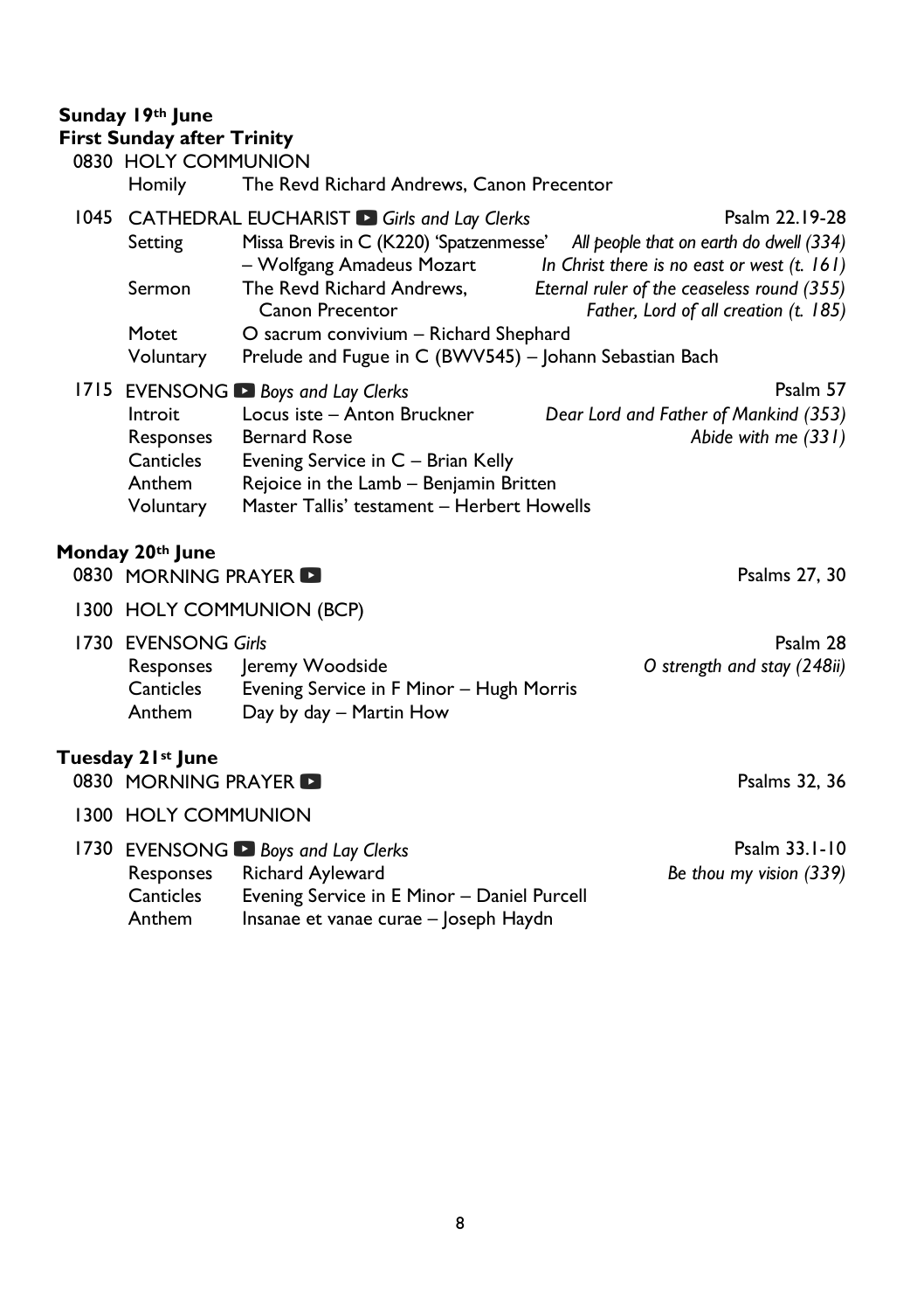**Sunday 19th June**
**First Sunday after Trinity**

0830 HOLY COMMUNION

Homily — The Revd Richard Andrews, Canon Precentor

1045 CATHEDRAL EUCHARIST *Girls and Lay Clerks* — Psalm 22.19-28

Setting — Missa Brevis in C (K220) 'Spatzenmesse' – Wolfgang Amadeus Mozart

Sermon — The Revd Richard Andrews, Canon Precentor

Motet — O sacrum convivium – Richard Shephard

Voluntary — Prelude and Fugue in C (BWV545) – Johann Sebastian Bach

*All people that on earth do dwell (334)*
*In Christ there is no east or west (t. 161)*
*Eternal ruler of the ceaseless round (355)*
*Father, Lord of all creation (t. 185)*

1715 EVENSONG *Boys and Lay Clerks* — Psalm 57

Introit — Locus iste – Anton Bruckner

Responses — Bernard Rose

Canticles — Evening Service in C – Brian Kelly

Anthem — Rejoice in the Lamb – Benjamin Britten

Voluntary — Master Tallis' testament – Herbert Howells

*Dear Lord and Father of Mankind (353)*
*Abide with me (331)*

**Monday 20th June**

0830 MORNING PRAYER — Psalms 27, 30

1300 HOLY COMMUNION (BCP)

1730 EVENSONG *Girls* — Psalm 28

Responses — Jeremy Woodside

Canticles — Evening Service in F Minor – Hugh Morris

Anthem — Day by day – Martin How

*O strength and stay (248ii)*

**Tuesday 21st June**

0830 MORNING PRAYER — Psalms 32, 36

1300 HOLY COMMUNION

1730 EVENSONG *Boys and Lay Clerks* — Psalm 33.1-10

Responses — Richard Ayleward

Canticles — Evening Service in E Minor – Daniel Purcell

Anthem — Insanae et vanae curae – Joseph Haydn

*Be thou my vision (339)*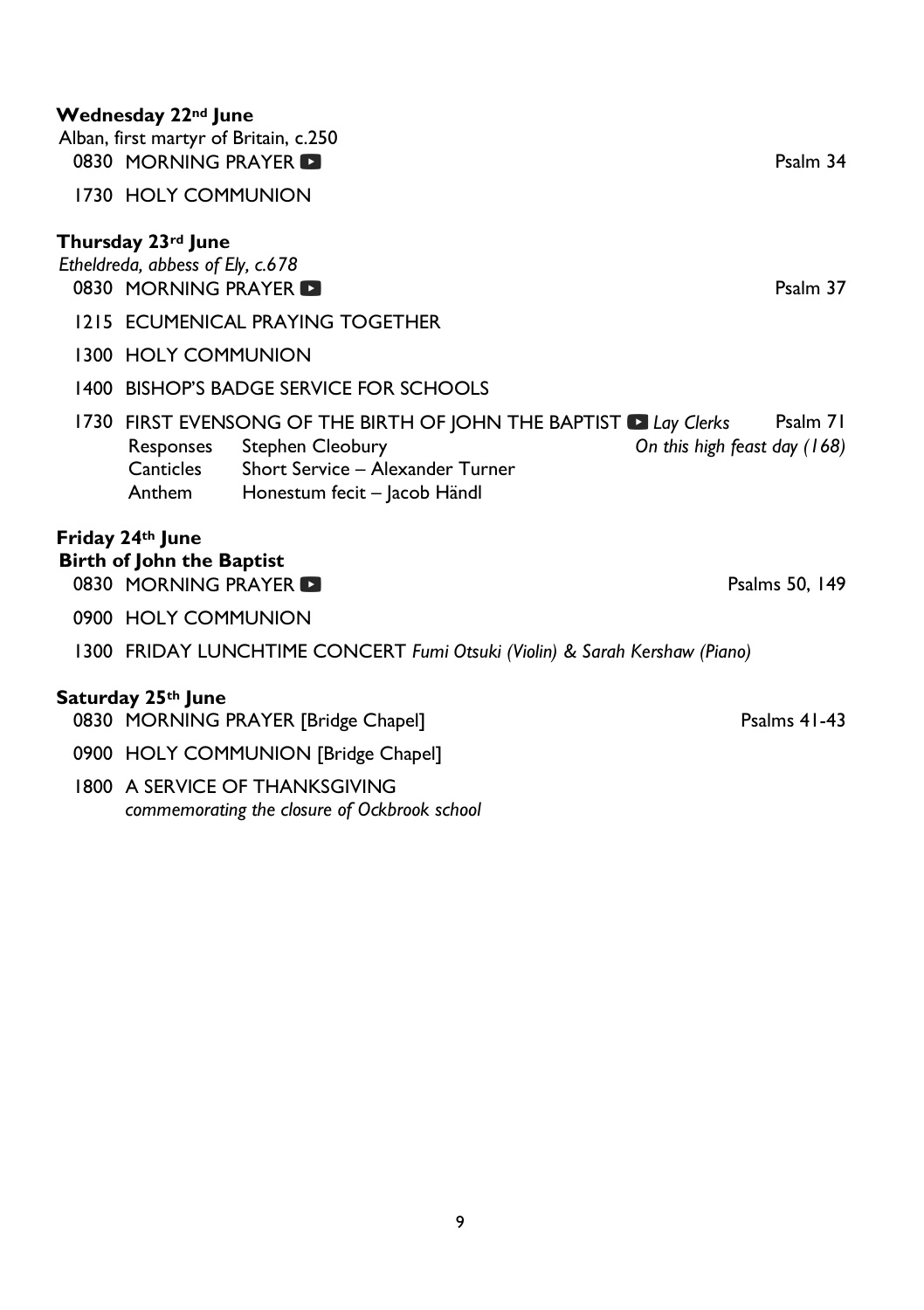**Wednesday 22nd June**
Alban, first martyr of Britain, c.250

0830 MORNING PRAYER ▶ Psalm 34

1730 HOLY COMMUNION

**Thursday 23rd June**
*Etheldreda, abbess of Ely, c.678*

0830 MORNING PRAYER ▶ Psalm 37

1215 ECUMENICAL PRAYING TOGETHER

1300 HOLY COMMUNION

1400 BISHOP'S BADGE SERVICE FOR SCHOOLS

1730 FIRST EVENSONG OF THE BIRTH OF JOHN THE BAPTIST ▶ *Lay Clerks* Psalm 71

Responses Stephen Cleobury *On this high feast day (168)*
Canticles Short Service – Alexander Turner
Anthem Honestum fecit – Jacob Händl

**Friday 24th June**
**Birth of John the Baptist**

0830 MORNING PRAYER ▶ Psalms 50, 149

0900 HOLY COMMUNION

1300 FRIDAY LUNCHTIME CONCERT *Fumi Otsuki (Violin) & Sarah Kershaw (Piano)*

**Saturday 25th June**

0830 MORNING PRAYER [Bridge Chapel] Psalms 41-43

0900 HOLY COMMUNION [Bridge Chapel]

1800 A SERVICE OF THANKSGIVING
*commemorating the closure of Ockbrook school*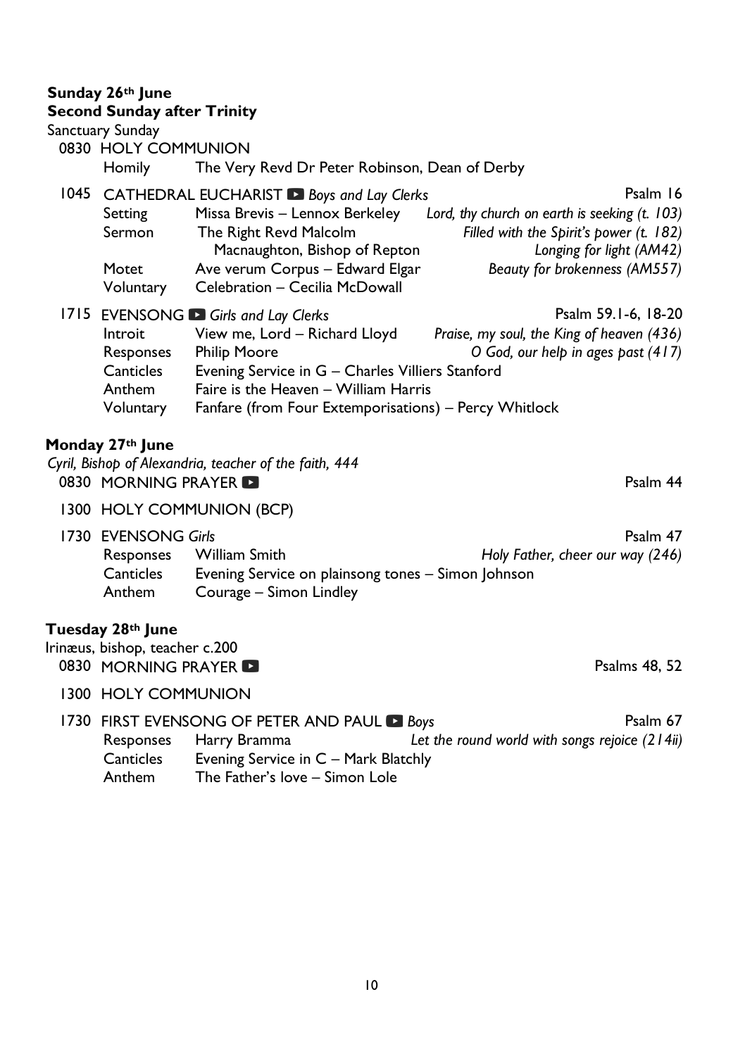**Sunday 26th June**
**Second Sunday after Trinity**
Sanctuary Sunday

0830 HOLY COMMUNION
Homily — The Very Revd Dr Peter Robinson, Dean of Derby

1045 CATHEDRAL EUCHARIST ▶ *Boys and Lay Clerks* — Psalm 16

| | | |
|---|---|---|
| Setting | Missa Brevis – Lennox Berkeley | *Lord, thy church on earth is seeking (t. 103)* |
| Sermon | The Right Revd Malcolm Macnaughton, Bishop of Repton | *Filled with the Spirit's power (t. 182)* |
| | | *Longing for light (AM42)* |
| Motet | Ave verum Corpus – Edward Elgar | *Beauty for brokenness (AM557)* |
| Voluntary | Celebration – Cecilia McDowall | |

1715 EVENSONG ▶ *Girls and Lay Clerks* — Psalm 59.1-6, 18-20

| | | |
|---|---|---|
| Introit | View me, Lord – Richard Lloyd | *Praise, my soul, the King of heaven (436)* |
| Responses | Philip Moore | *O God, our help in ages past (417)* |
| Canticles | Evening Service in G – Charles Villiers Stanford | |
| Anthem | Faire is the Heaven – William Harris | |
| Voluntary | Fanfare (from Four Extemporisations) – Percy Whitlock | |

**Monday 27th June**
*Cyril, Bishop of Alexandria, teacher of the faith, 444*

0830 MORNING PRAYER ▶ — Psalm 44

1300 HOLY COMMUNION (BCP)

1730 EVENSONG *Girls* — Psalm 47

| | | |
|---|---|---|
| Responses | William Smith | *Holy Father, cheer our way (246)* |
| Canticles | Evening Service on plainsong tones – Simon Johnson | |
| Anthem | Courage – Simon Lindley | |

**Tuesday 28th June**
Irinæus, bishop, teacher c.200

0830 MORNING PRAYER ▶ — Psalms 48, 52

1300 HOLY COMMUNION

1730 FIRST EVENSONG OF PETER AND PAUL ▶ *Boys* — Psalm 67

| | | |
|---|---|---|
| Responses | Harry Bramma | *Let the round world with songs rejoice (214ii)* |
| Canticles | Evening Service in C – Mark Blatchly | |
| Anthem | The Father's love – Simon Lole | |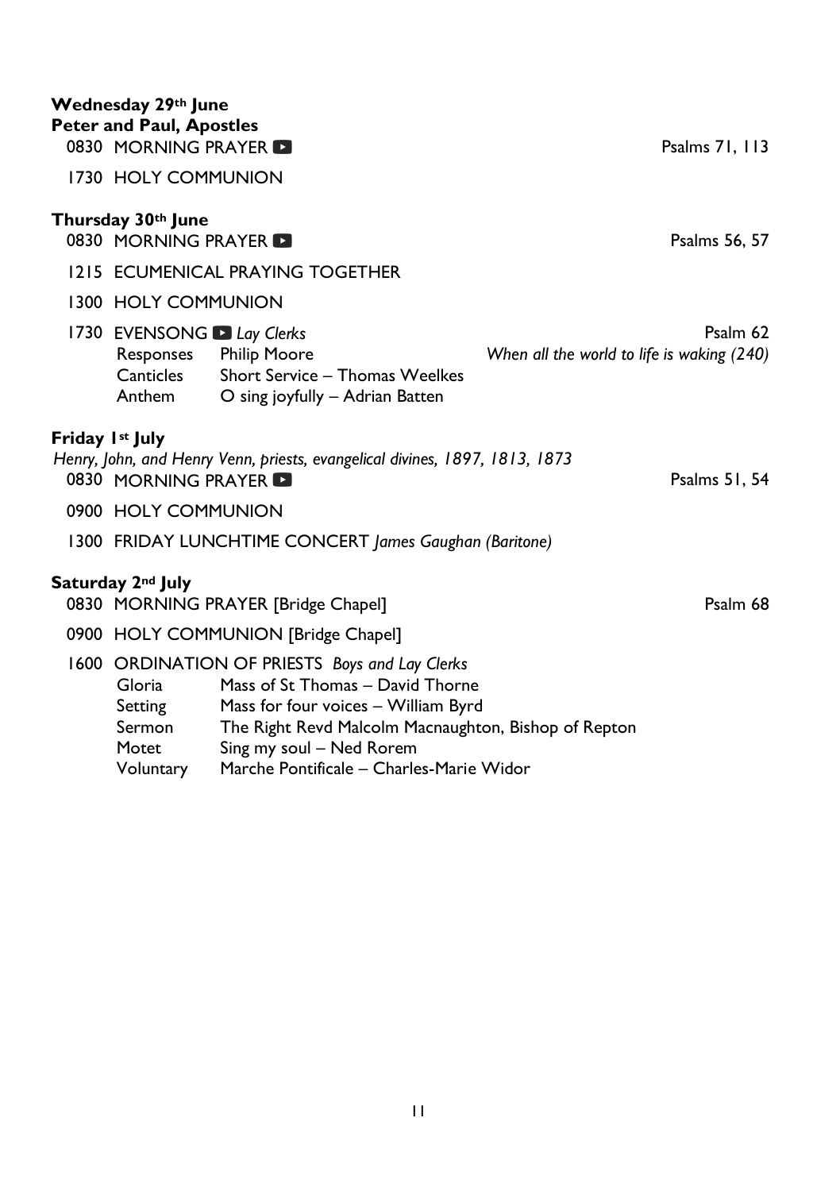**Wednesday 29th June**
**Peter and Paul, Apostles**

0830 MORNING PRAYER ▶ — Psalms 71, 113

1730 HOLY COMMUNION

**Thursday 30th June**

0830 MORNING PRAYER ▶ — Psalms 56, 57

1215 ECUMENICAL PRAYING TOGETHER

1300 HOLY COMMUNION

1730 EVENSONG ▶ *Lay Clerks* — Psalm 62

- Responses: Philip Moore — *When all the world to life is waking (240)*
- Canticles: Short Service – Thomas Weelkes
- Anthem: O sing joyfully – Adrian Batten

**Friday 1st July**
*Henry, John, and Henry Venn, priests, evangelical divines, 1897, 1813, 1873*

0830 MORNING PRAYER ▶ — Psalms 51, 54

0900 HOLY COMMUNION

1300 FRIDAY LUNCHTIME CONCERT *James Gaughan (Baritone)*

**Saturday 2nd July**

0830 MORNING PRAYER [Bridge Chapel] — Psalm 68

0900 HOLY COMMUNION [Bridge Chapel]

1600 ORDINATION OF PRIESTS *Boys and Lay Clerks*

- Gloria: Mass of St Thomas – David Thorne
- Setting: Mass for four voices – William Byrd
- Sermon: The Right Revd Malcolm Macnaughton, Bishop of Repton
- Motet: Sing my soul – Ned Rorem
- Voluntary: Marche Pontificale – Charles-Marie Widor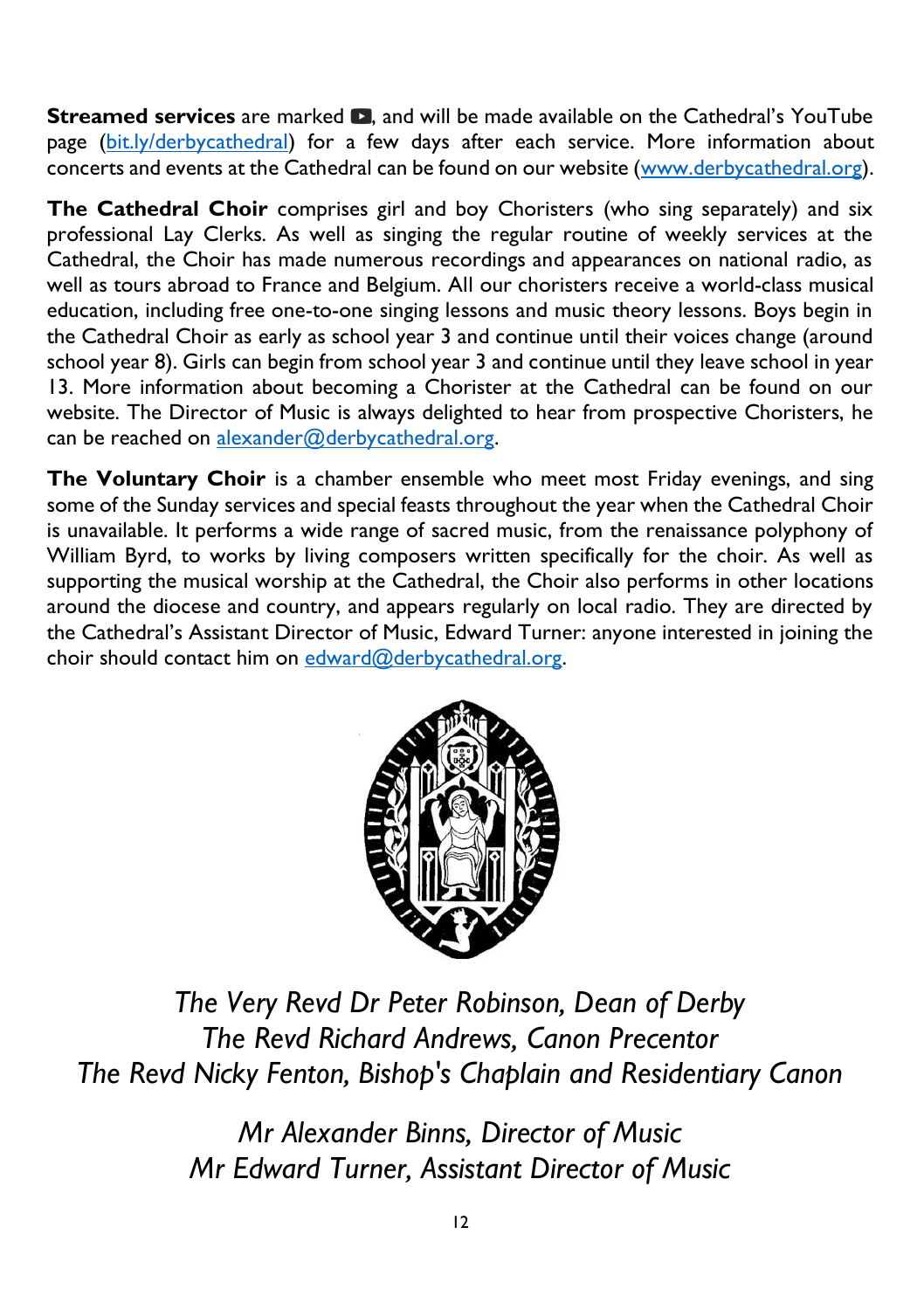**Streamed services** are marked ▶, and will be made available on the Cathedral's YouTube page (bit.ly/derbycathedral) for a few days after each service. More information about concerts and events at the Cathedral can be found on our website (www.derbycathedral.org).

**The Cathedral Choir** comprises girl and boy Choristers (who sing separately) and six professional Lay Clerks. As well as singing the regular routine of weekly services at the Cathedral, the Choir has made numerous recordings and appearances on national radio, as well as tours abroad to France and Belgium. All our choristers receive a world-class musical education, including free one-to-one singing lessons and music theory lessons. Boys begin in the Cathedral Choir as early as school year 3 and continue until their voices change (around school year 8). Girls can begin from school year 3 and continue until they leave school in year 13. More information about becoming a Chorister at the Cathedral can be found on our website. The Director of Music is always delighted to hear from prospective Choristers, he can be reached on alexander@derbycathedral.org.

**The Voluntary Choir** is a chamber ensemble who meet most Friday evenings, and sing some of the Sunday services and special feasts throughout the year when the Cathedral Choir is unavailable. It performs a wide range of sacred music, from the renaissance polyphony of William Byrd, to works by living composers written specifically for the choir. As well as supporting the musical worship at the Cathedral, the Choir also performs in other locations around the diocese and country, and appears regularly on local radio. They are directed by the Cathedral's Assistant Director of Music, Edward Turner: anyone interested in joining the choir should contact him on edward@derbycathedral.org.

*The Very Revd Dr Peter Robinson, Dean of Derby*
*The Revd Richard Andrews, Canon Precentor*
*The Revd Nicky Fenton, Bishop's Chaplain and Residentiary Canon*

*Mr Alexander Binns, Director of Music*
*Mr Edward Turner, Assistant Director of Music*